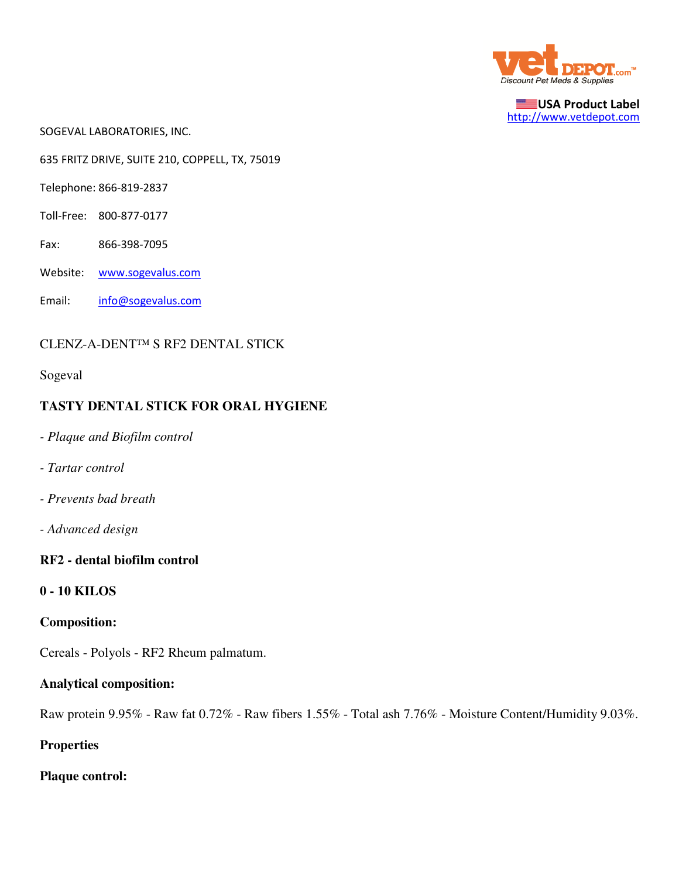USA Product Label
http://www.vetdepot.com

SOGEVAL LABORATORIES, INC.

635 FRITZ DRIVE, SUITE 210, COPPELL, TX, 75019

Telephone: 866-819-2837

Toll-Free: 800-877-0177

Fax: 866-398-7095

Website: www.sogevalus.com

Email: info@sogevalus.com

CLENZ-A-DENT™ S RF2 DENTAL STICK

Sogeval

**TASTY DENTAL STICK FOR ORAL HYGIENE**

*- Plaque and Biofilm control*

*- Tartar control*

*- Prevents bad breath*

*- Advanced design*

**RF2 - dental biofilm control**

**0 - 10 KILOS**

**Composition:**

Cereals - Polyols - RF2 Rheum palmatum.

**Analytical composition:**

Raw protein 9.95% - Raw fat 0.72% - Raw fibers 1.55% - Total ash 7.76% - Moisture Content/Humidity 9.03%.

**Properties**

**Plaque control:**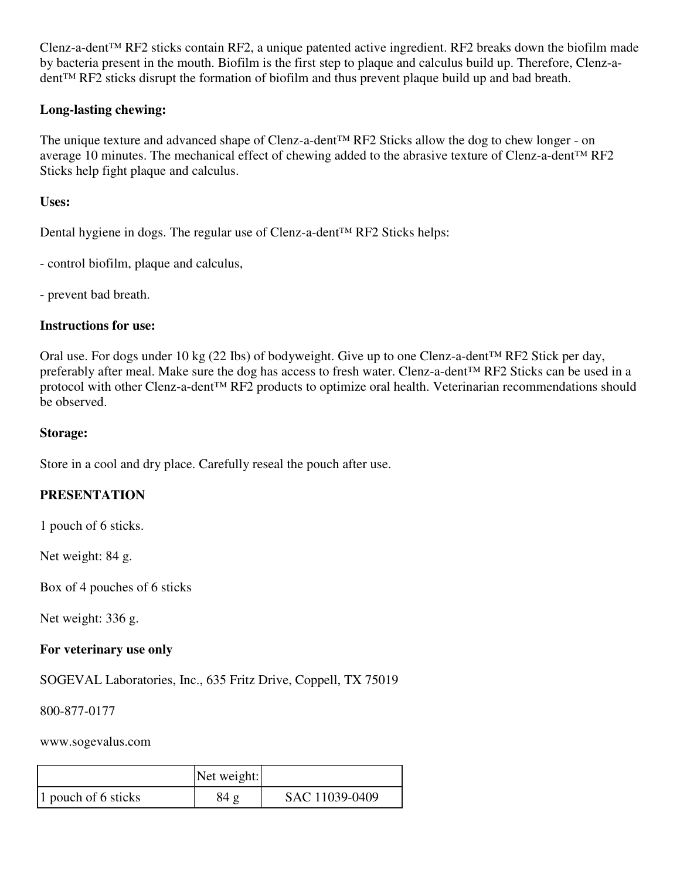Clenz-a-dent™ RF2 sticks contain RF2, a unique patented active ingredient. RF2 breaks down the biofilm made by bacteria present in the mouth. Biofilm is the first step to plaque and calculus build up. Therefore, Clenz-a-dent™ RF2 sticks disrupt the formation of biofilm and thus prevent plaque build up and bad breath.

**Long-lasting chewing:**

The unique texture and advanced shape of Clenz-a-dent™ RF2 Sticks allow the dog to chew longer - on average 10 minutes. The mechanical effect of chewing added to the abrasive texture of Clenz-a-dent™ RF2 Sticks help fight plaque and calculus.

**Uses:**

Dental hygiene in dogs. The regular use of Clenz-a-dent™ RF2 Sticks helps:

- control biofilm, plaque and calculus,
- prevent bad breath.

**Instructions for use:**

Oral use. For dogs under 10 kg (22 Ibs) of bodyweight. Give up to one Clenz-a-dent™ RF2 Stick per day, preferably after meal. Make sure the dog has access to fresh water. Clenz-a-dent™ RF2 Sticks can be used in a protocol with other Clenz-a-dent™ RF2 products to optimize oral health. Veterinarian recommendations should be observed.

**Storage:**

Store in a cool and dry place. Carefully reseal the pouch after use.

**PRESENTATION**

1 pouch of 6 sticks.

Net weight: 84 g.

Box of 4 pouches of 6 sticks

Net weight: 336 g.

**For veterinary use only**

SOGEVAL Laboratories, Inc., 635 Fritz Drive, Coppell, TX 75019

800-877-0177

www.sogevalus.com

| | Net weight: | |
|---|---|---|
| 1 pouch of 6 sticks | 84 g | SAC 11039-0409 |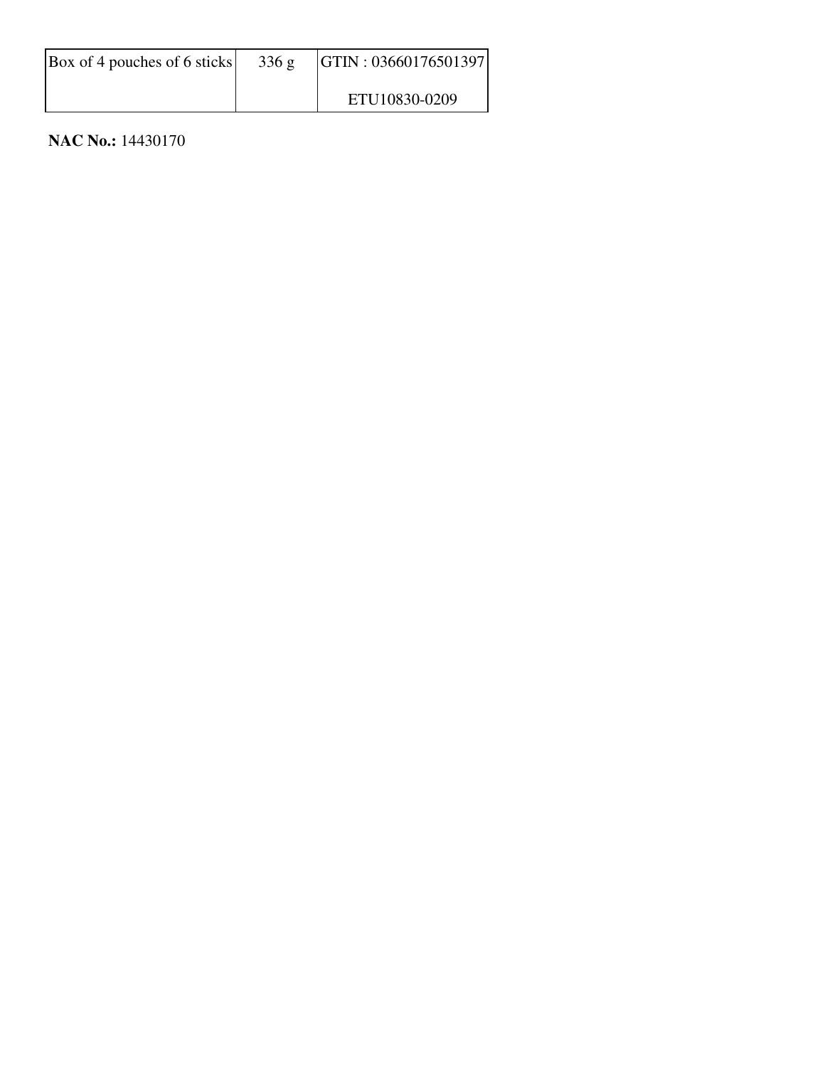| | | |
|---|---|---|
| Box of 4 pouches of 6 sticks | 336 g | GTIN : 03660176501397<br><br>ETU10830-0209 |

**NAC No.:** 14430170